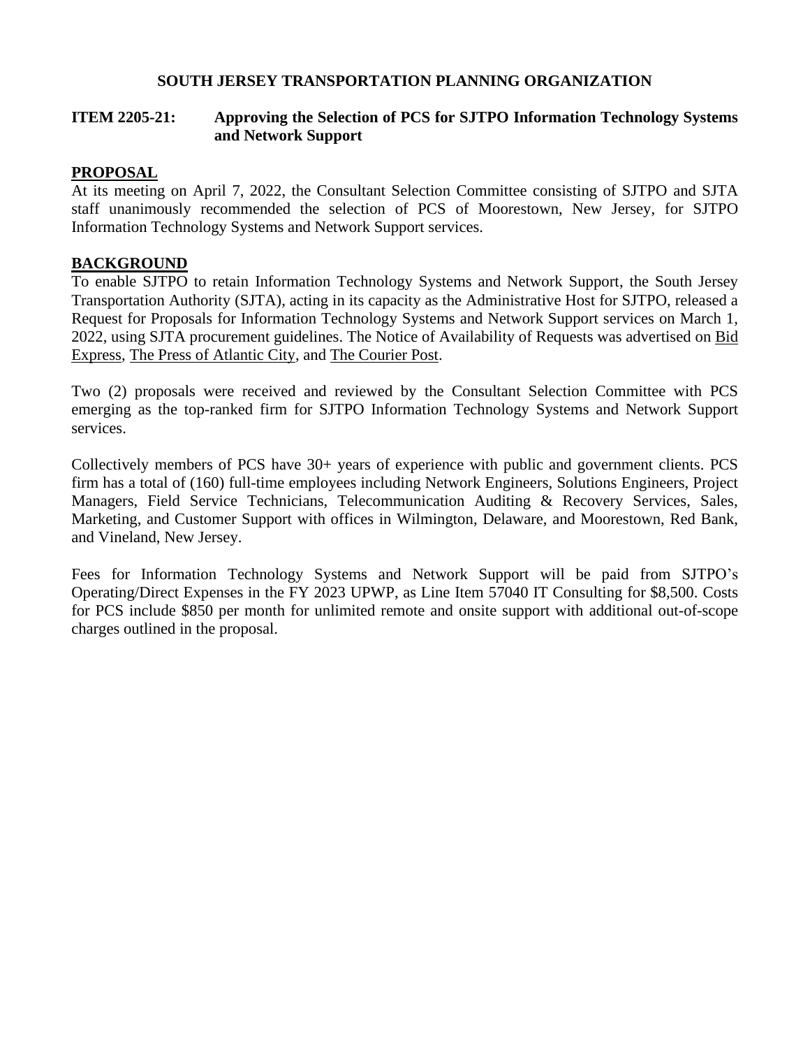# SOUTH JERSEY TRANSPORTATION PLANNING ORGANIZATION

## ITEM 2205-21: Approving the Selection of PCS for SJTPO Information Technology Systems and Network Support

### PROPOSAL

At its meeting on April 7, 2022, the Consultant Selection Committee consisting of SJTPO and SJTA staff unanimously recommended the selection of PCS of Moorestown, New Jersey, for SJTPO Information Technology Systems and Network Support services.

### BACKGROUND

To enable SJTPO to retain Information Technology Systems and Network Support, the South Jersey Transportation Authority (SJTA), acting in its capacity as the Administrative Host for SJTPO, released a Request for Proposals for Information Technology Systems and Network Support services on March 1, 2022, using SJTA procurement guidelines. The Notice of Availability of Requests was advertised on Bid Express, The Press of Atlantic City, and The Courier Post.

Two (2) proposals were received and reviewed by the Consultant Selection Committee with PCS emerging as the top-ranked firm for SJTPO Information Technology Systems and Network Support services.

Collectively members of PCS have 30+ years of experience with public and government clients. PCS firm has a total of (160) full-time employees including Network Engineers, Solutions Engineers, Project Managers, Field Service Technicians, Telecommunication Auditing & Recovery Services, Sales, Marketing, and Customer Support with offices in Wilmington, Delaware, and Moorestown, Red Bank, and Vineland, New Jersey.

Fees for Information Technology Systems and Network Support will be paid from SJTPO's Operating/Direct Expenses in the FY 2023 UPWP, as Line Item 57040 IT Consulting for $8,500. Costs for PCS include $850 per month for unlimited remote and onsite support with additional out-of-scope charges outlined in the proposal.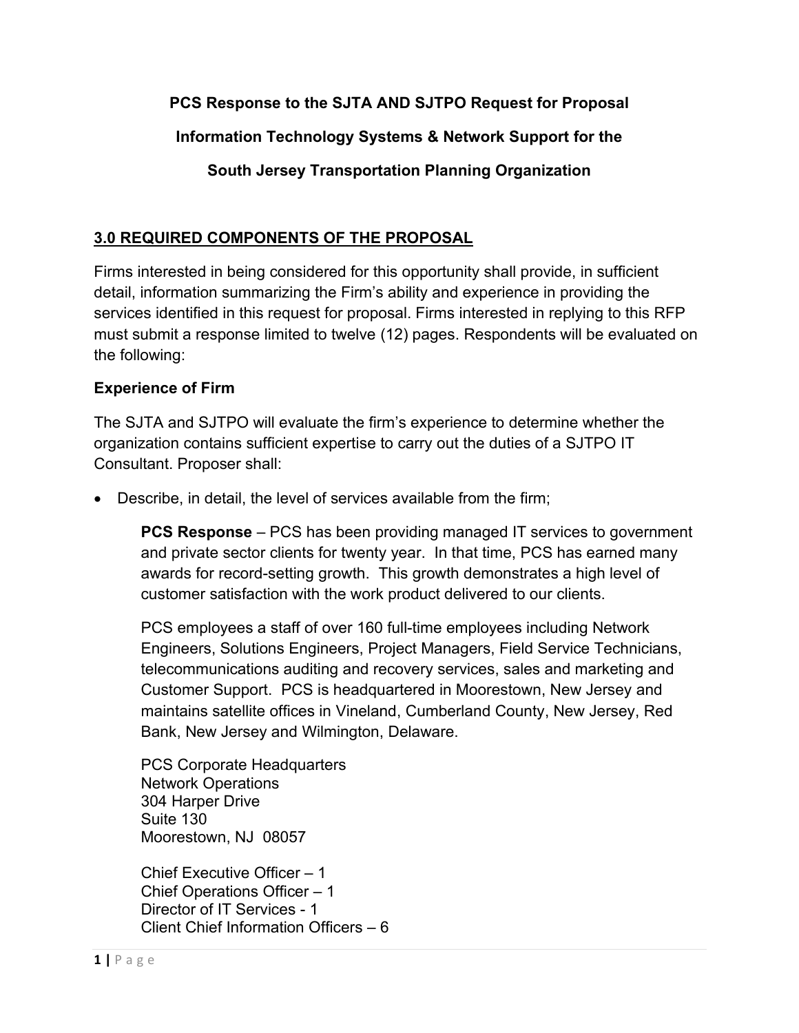**PCS Response to the SJTA AND SJTPO Request for Proposal**

**Information Technology Systems & Network Support for the**

**South Jersey Transportation Planning Organization**

## 3.0 REQUIRED COMPONENTS OF THE PROPOSAL

Firms interested in being considered for this opportunity shall provide, in sufficient detail, information summarizing the Firm's ability and experience in providing the services identified in this request for proposal. Firms interested in replying to this RFP must submit a response limited to twelve (12) pages. Respondents will be evaluated on the following:

### Experience of Firm

The SJTA and SJTPO will evaluate the firm's experience to determine whether the organization contains sufficient expertise to carry out the duties of a SJTPO IT Consultant. Proposer shall:

- Describe, in detail, the level of services available from the firm;

  **PCS Response** – PCS has been providing managed IT services to government and private sector clients for twenty year. In that time, PCS has earned many awards for record-setting growth. This growth demonstrates a high level of customer satisfaction with the work product delivered to our clients.

  PCS employees a staff of over 160 full-time employees including Network Engineers, Solutions Engineers, Project Managers, Field Service Technicians, telecommunications auditing and recovery services, sales and marketing and Customer Support. PCS is headquartered in Moorestown, New Jersey and maintains satellite offices in Vineland, Cumberland County, New Jersey, Red Bank, New Jersey and Wilmington, Delaware.

  PCS Corporate Headquarters
  Network Operations
  304 Harper Drive
  Suite 130
  Moorestown, NJ 08057

  Chief Executive Officer – 1
  Chief Operations Officer – 1
  Director of IT Services - 1
  Client Chief Information Officers – 6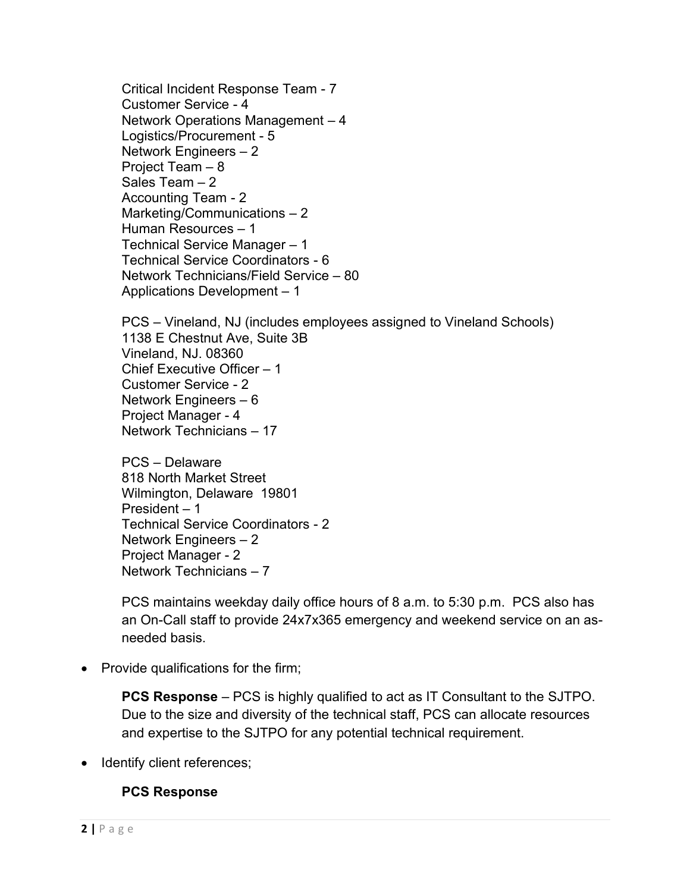Critical Incident Response Team - 7
Customer Service - 4
Network Operations Management – 4
Logistics/Procurement - 5
Network Engineers – 2
Project Team – 8
Sales Team – 2
Accounting Team - 2
Marketing/Communications – 2
Human Resources – 1
Technical Service Manager – 1
Technical Service Coordinators - 6
Network Technicians/Field Service – 80
Applications Development – 1

PCS – Vineland, NJ (includes employees assigned to Vineland Schools)
1138 E Chestnut Ave, Suite 3B
Vineland, NJ. 08360
Chief Executive Officer – 1
Customer Service - 2
Network Engineers – 6
Project Manager - 4
Network Technicians – 17

PCS – Delaware
818 North Market Street
Wilmington, Delaware 19801
President – 1
Technical Service Coordinators - 2
Network Engineers – 2
Project Manager - 2
Network Technicians – 7

PCS maintains weekday daily office hours of 8 a.m. to 5:30 p.m. PCS also has an On-Call staff to provide 24x7x365 emergency and weekend service on an as-needed basis.

- Provide qualifications for the firm;

  **PCS Response** – PCS is highly qualified to act as IT Consultant to the SJTPO. Due to the size and diversity of the technical staff, PCS can allocate resources and expertise to the SJTPO for any potential technical requirement.

- Identify client references;

  **PCS Response**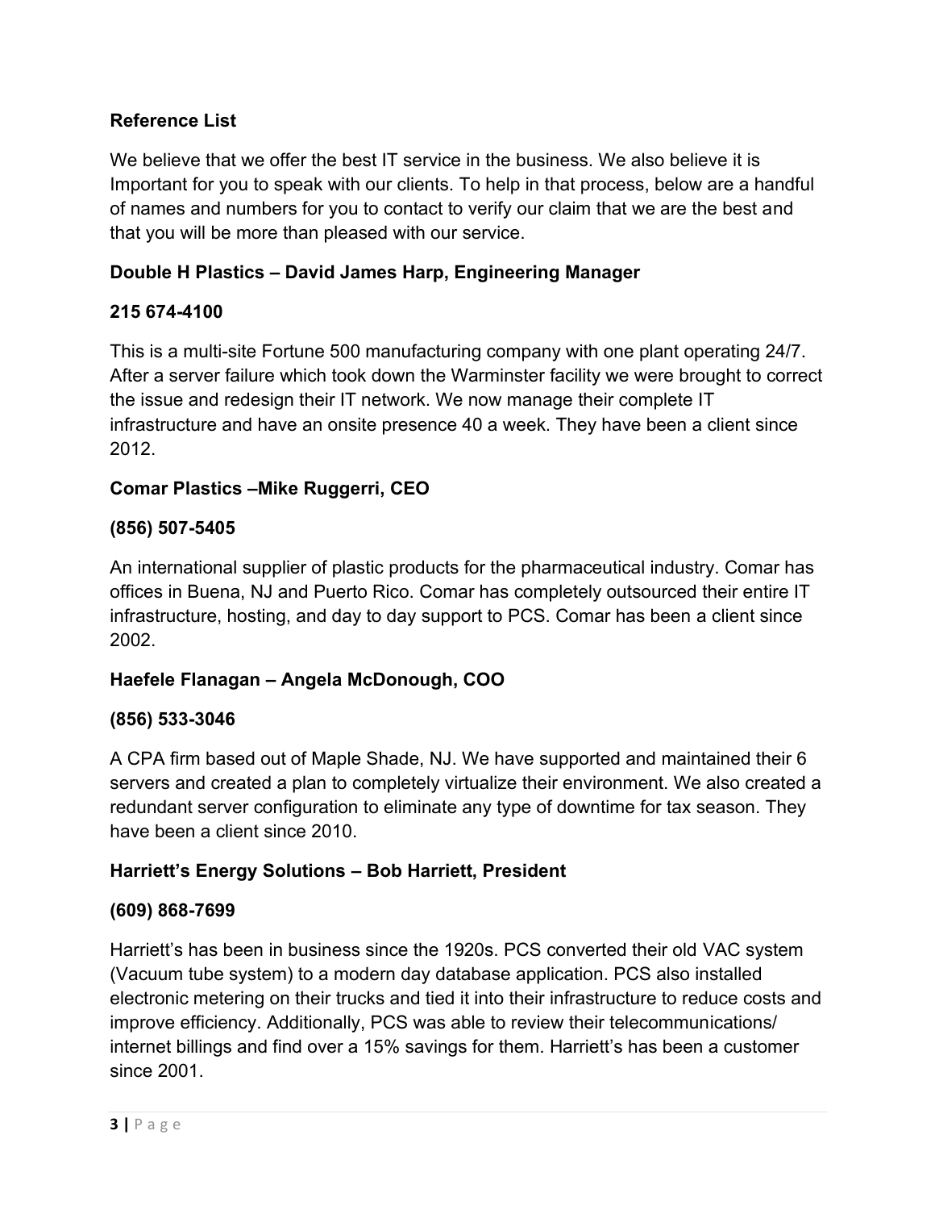**Reference List**

We believe that we offer the best IT service in the business. We also believe it is Important for you to speak with our clients. To help in that process, below are a handful of names and numbers for you to contact to verify our claim that we are the best and that you will be more than pleased with our service.

**Double H Plastics – David James Harp, Engineering Manager**

**215 674-4100**

This is a multi-site Fortune 500 manufacturing company with one plant operating 24/7. After a server failure which took down the Warminster facility we were brought to correct the issue and redesign their IT network. We now manage their complete IT infrastructure and have an onsite presence 40 a week. They have been a client since 2012.

**Comar Plastics –Mike Ruggerri, CEO**

**(856) 507-5405**

An international supplier of plastic products for the pharmaceutical industry. Comar has offices in Buena, NJ and Puerto Rico. Comar has completely outsourced their entire IT infrastructure, hosting, and day to day support to PCS. Comar has been a client since 2002.

**Haefele Flanagan – Angela McDonough, COO**

**(856) 533-3046**

A CPA firm based out of Maple Shade, NJ. We have supported and maintained their 6 servers and created a plan to completely virtualize their environment. We also created a redundant server configuration to eliminate any type of downtime for tax season. They have been a client since 2010.

**Harriett's Energy Solutions – Bob Harriett, President**

**(609) 868-7699**

Harriett's has been in business since the 1920s. PCS converted their old VAC system (Vacuum tube system) to a modern day database application. PCS also installed electronic metering on their trucks and tied it into their infrastructure to reduce costs and improve efficiency. Additionally, PCS was able to review their telecommunications/ internet billings and find over a 15% savings for them. Harriett's has been a customer since 2001.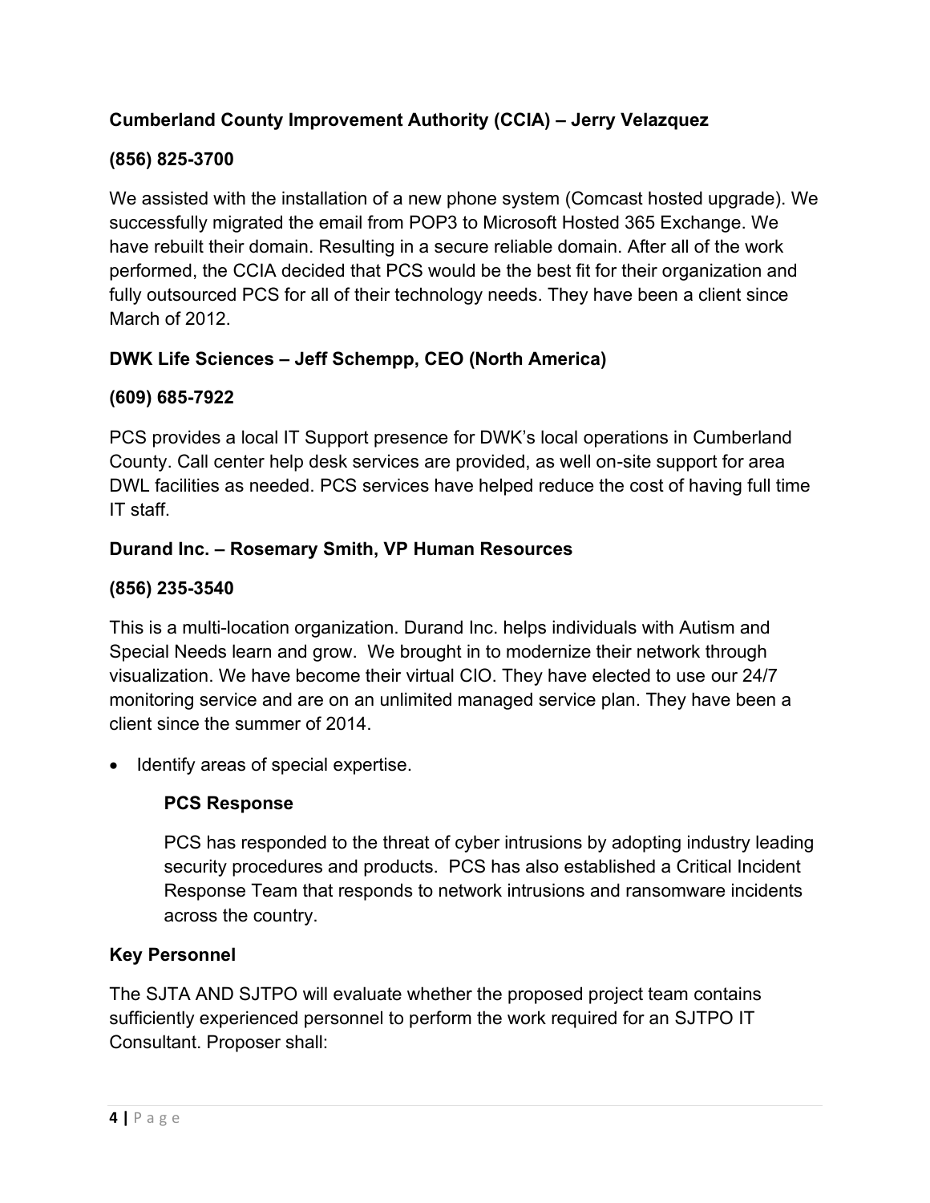**Cumberland County Improvement Authority (CCIA) – Jerry Velazquez**

**(856) 825-3700**

We assisted with the installation of a new phone system (Comcast hosted upgrade). We successfully migrated the email from POP3 to Microsoft Hosted 365 Exchange. We have rebuilt their domain. Resulting in a secure reliable domain. After all of the work performed, the CCIA decided that PCS would be the best fit for their organization and fully outsourced PCS for all of their technology needs. They have been a client since March of 2012.

**DWK Life Sciences – Jeff Schempp, CEO (North America)**

**(609) 685-7922**

PCS provides a local IT Support presence for DWK's local operations in Cumberland County. Call center help desk services are provided, as well on-site support for area DWL facilities as needed. PCS services have helped reduce the cost of having full time IT staff.

**Durand Inc. – Rosemary Smith, VP Human Resources**

**(856) 235-3540**

This is a multi-location organization. Durand Inc. helps individuals with Autism and Special Needs learn and grow. We brought in to modernize their network through visualization. We have become their virtual CIO. They have elected to use our 24/7 monitoring service and are on an unlimited managed service plan. They have been a client since the summer of 2014.

- Identify areas of special expertise.

  **PCS Response**

  PCS has responded to the threat of cyber intrusions by adopting industry leading security procedures and products. PCS has also established a Critical Incident Response Team that responds to network intrusions and ransomware incidents across the country.

**Key Personnel**

The SJTA AND SJTPO will evaluate whether the proposed project team contains sufficiently experienced personnel to perform the work required for an SJTPO IT Consultant. Proposer shall: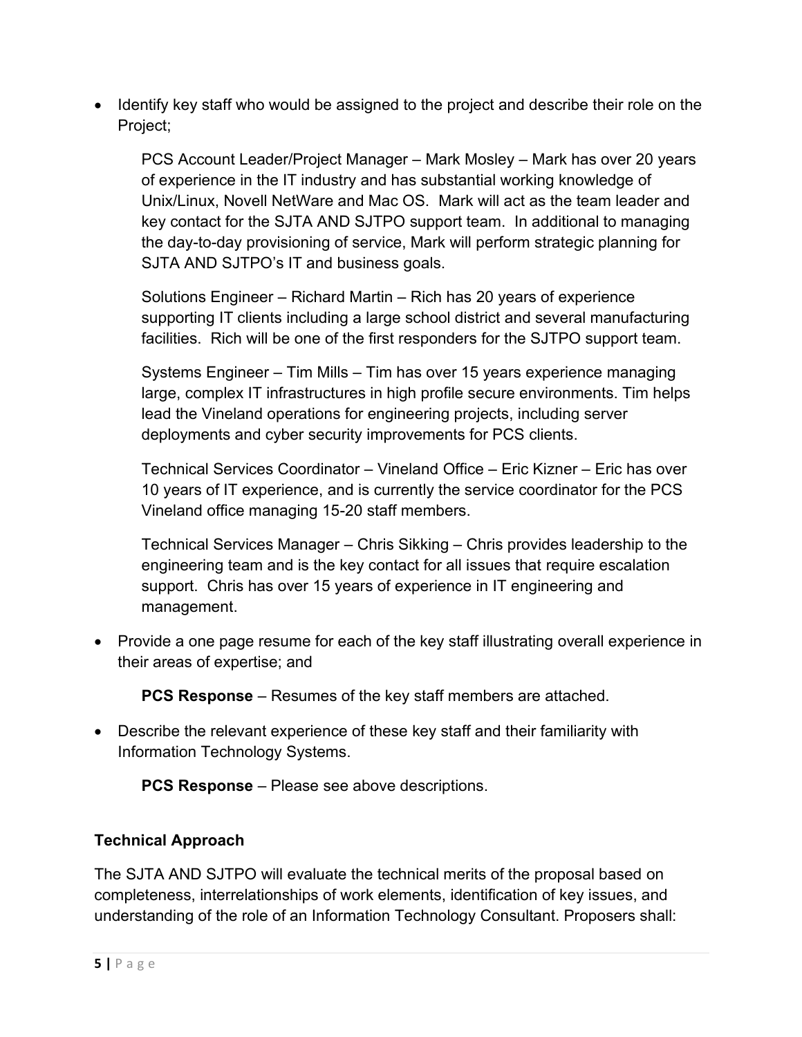- Identify key staff who would be assigned to the project and describe their role on the Project;

  PCS Account Leader/Project Manager – Mark Mosley – Mark has over 20 years of experience in the IT industry and has substantial working knowledge of Unix/Linux, Novell NetWare and Mac OS. Mark will act as the team leader and key contact for the SJTA AND SJTPO support team. In additional to managing the day-to-day provisioning of service, Mark will perform strategic planning for SJTA AND SJTPO's IT and business goals.

  Solutions Engineer – Richard Martin – Rich has 20 years of experience supporting IT clients including a large school district and several manufacturing facilities. Rich will be one of the first responders for the SJTPO support team.

  Systems Engineer – Tim Mills – Tim has over 15 years experience managing large, complex IT infrastructures in high profile secure environments. Tim helps lead the Vineland operations for engineering projects, including server deployments and cyber security improvements for PCS clients.

  Technical Services Coordinator – Vineland Office – Eric Kizner – Eric has over 10 years of IT experience, and is currently the service coordinator for the PCS Vineland office managing 15-20 staff members.

  Technical Services Manager – Chris Sikking – Chris provides leadership to the engineering team and is the key contact for all issues that require escalation support. Chris has over 15 years of experience in IT engineering and management.

- Provide a one page resume for each of the key staff illustrating overall experience in their areas of expertise; and

  **PCS Response** – Resumes of the key staff members are attached.

- Describe the relevant experience of these key staff and their familiarity with Information Technology Systems.

  **PCS Response** – Please see above descriptions.

### Technical Approach

The SJTA AND SJTPO will evaluate the technical merits of the proposal based on completeness, interrelationships of work elements, identification of key issues, and understanding of the role of an Information Technology Consultant. Proposers shall: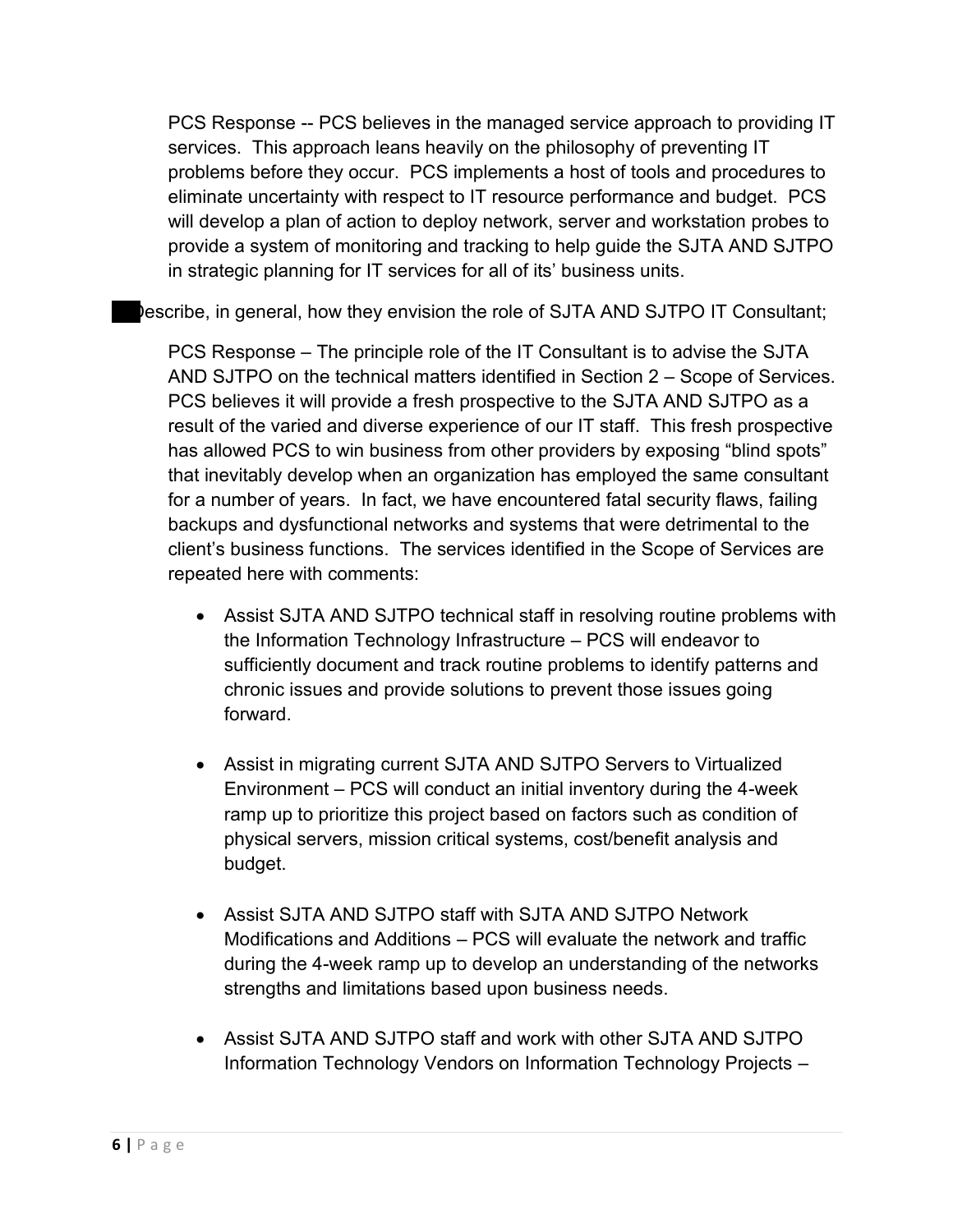PCS Response -- PCS believes in the managed service approach to providing IT services. This approach leans heavily on the philosophy of preventing IT problems before they occur. PCS implements a host of tools and procedures to eliminate uncertainty with respect to IT resource performance and budget. PCS will develop a plan of action to deploy network, server and workstation probes to provide a system of monitoring and tracking to help guide the SJTA AND SJTPO in strategic planning for IT services for all of its' business units.

Describe, in general, how they envision the role of SJTA AND SJTPO IT Consultant;

PCS Response – The principle role of the IT Consultant is to advise the SJTA AND SJTPO on the technical matters identified in Section 2 – Scope of Services. PCS believes it will provide a fresh prospective to the SJTA AND SJTPO as a result of the varied and diverse experience of our IT staff. This fresh prospective has allowed PCS to win business from other providers by exposing "blind spots" that inevitably develop when an organization has employed the same consultant for a number of years. In fact, we have encountered fatal security flaws, failing backups and dysfunctional networks and systems that were detrimental to the client's business functions. The services identified in the Scope of Services are repeated here with comments:

- Assist SJTA AND SJTPO technical staff in resolving routine problems with the Information Technology Infrastructure – PCS will endeavor to sufficiently document and track routine problems to identify patterns and chronic issues and provide solutions to prevent those issues going forward.

- Assist in migrating current SJTA AND SJTPO Servers to Virtualized Environment – PCS will conduct an initial inventory during the 4-week ramp up to prioritize this project based on factors such as condition of physical servers, mission critical systems, cost/benefit analysis and budget.

- Assist SJTA AND SJTPO staff with SJTA AND SJTPO Network Modifications and Additions – PCS will evaluate the network and traffic during the 4-week ramp up to develop an understanding of the networks strengths and limitations based upon business needs.

- Assist SJTA AND SJTPO staff and work with other SJTA AND SJTPO Information Technology Vendors on Information Technology Projects –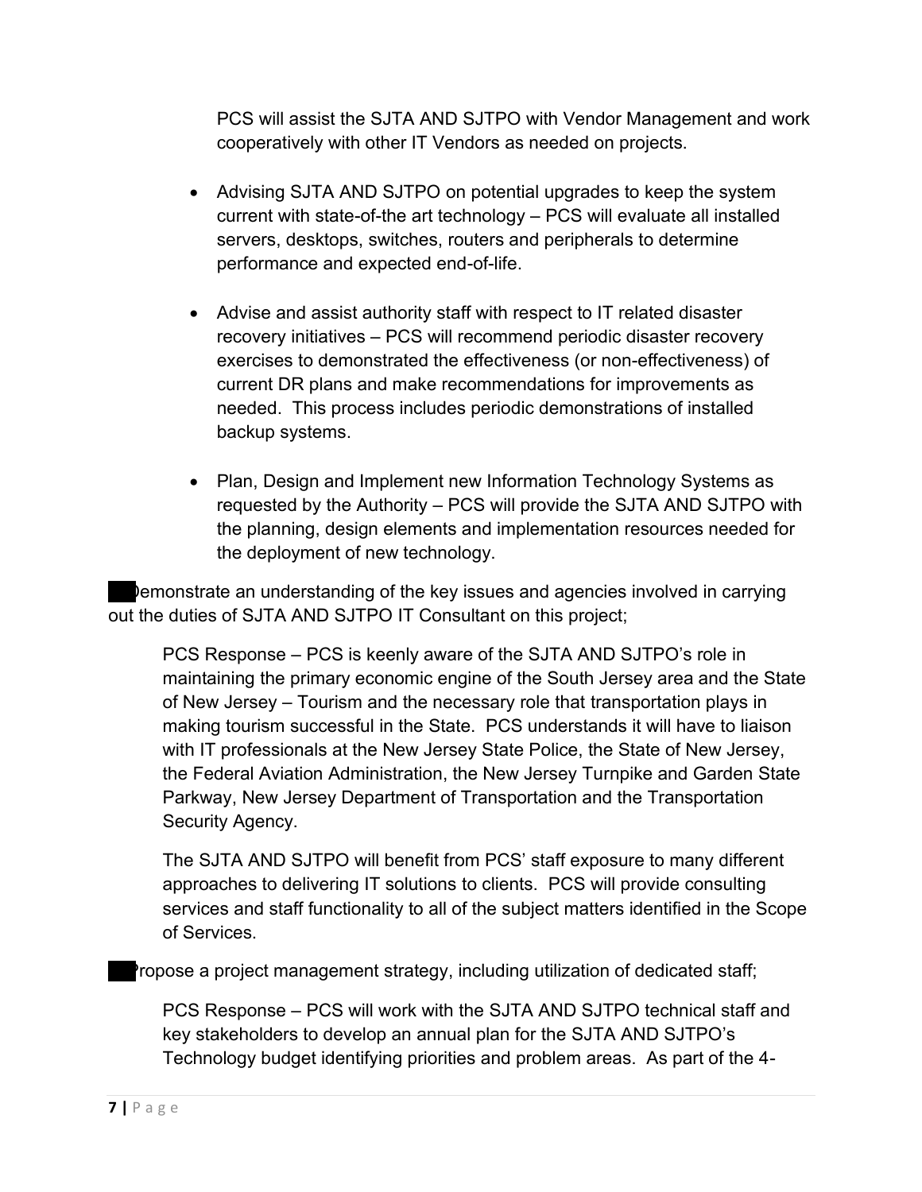PCS will assist the SJTA AND SJTPO with Vendor Management and work cooperatively with other IT Vendors as needed on projects.

- Advising SJTA AND SJTPO on potential upgrades to keep the system current with state-of-the art technology – PCS will evaluate all installed servers, desktops, switches, routers and peripherals to determine performance and expected end-of-life.

- Advise and assist authority staff with respect to IT related disaster recovery initiatives – PCS will recommend periodic disaster recovery exercises to demonstrated the effectiveness (or non-effectiveness) of current DR plans and make recommendations for improvements as needed. This process includes periodic demonstrations of installed backup systems.

- Plan, Design and Implement new Information Technology Systems as requested by the Authority – PCS will provide the SJTA AND SJTPO with the planning, design elements and implementation resources needed for the deployment of new technology.

Demonstrate an understanding of the key issues and agencies involved in carrying out the duties of SJTA AND SJTPO IT Consultant on this project;

PCS Response – PCS is keenly aware of the SJTA AND SJTPO's role in maintaining the primary economic engine of the South Jersey area and the State of New Jersey – Tourism and the necessary role that transportation plays in making tourism successful in the State. PCS understands it will have to liaison with IT professionals at the New Jersey State Police, the State of New Jersey, the Federal Aviation Administration, the New Jersey Turnpike and Garden State Parkway, New Jersey Department of Transportation and the Transportation Security Agency.

The SJTA AND SJTPO will benefit from PCS' staff exposure to many different approaches to delivering IT solutions to clients. PCS will provide consulting services and staff functionality to all of the subject matters identified in the Scope of Services.

Propose a project management strategy, including utilization of dedicated staff;

PCS Response – PCS will work with the SJTA AND SJTPO technical staff and key stakeholders to develop an annual plan for the SJTA AND SJTPO's Technology budget identifying priorities and problem areas. As part of the 4-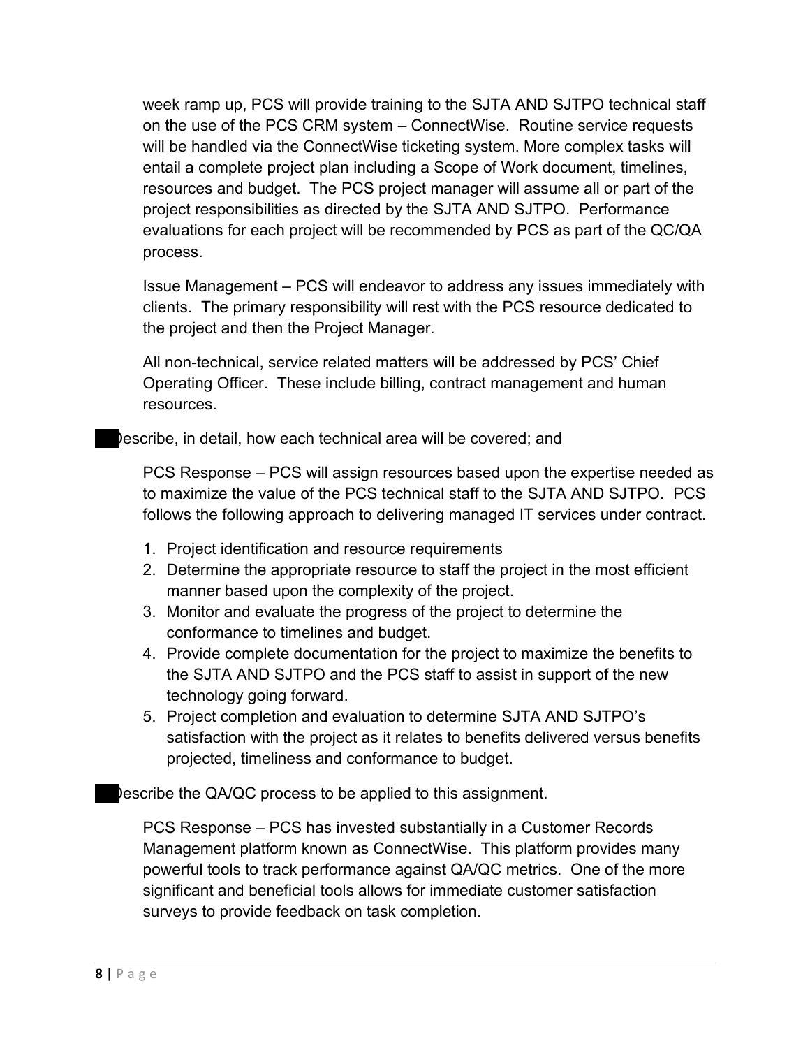week ramp up, PCS will provide training to the SJTA AND SJTPO technical staff on the use of the PCS CRM system – ConnectWise. Routine service requests will be handled via the ConnectWise ticketing system. More complex tasks will entail a complete project plan including a Scope of Work document, timelines, resources and budget. The PCS project manager will assume all or part of the project responsibilities as directed by the SJTA AND SJTPO. Performance evaluations for each project will be recommended by PCS as part of the QC/QA process.

Issue Management – PCS will endeavor to address any issues immediately with clients. The primary responsibility will rest with the PCS resource dedicated to the project and then the Project Manager.

All non-technical, service related matters will be addressed by PCS' Chief Operating Officer. These include billing, contract management and human resources.

Describe, in detail, how each technical area will be covered; and

PCS Response – PCS will assign resources based upon the expertise needed as to maximize the value of the PCS technical staff to the SJTA AND SJTPO. PCS follows the following approach to delivering managed IT services under contract.

1. Project identification and resource requirements
2. Determine the appropriate resource to staff the project in the most efficient manner based upon the complexity of the project.
3. Monitor and evaluate the progress of the project to determine the conformance to timelines and budget.
4. Provide complete documentation for the project to maximize the benefits to the SJTA AND SJTPO and the PCS staff to assist in support of the new technology going forward.
5. Project completion and evaluation to determine SJTA AND SJTPO's satisfaction with the project as it relates to benefits delivered versus benefits projected, timeliness and conformance to budget.

Describe the QA/QC process to be applied to this assignment.

PCS Response – PCS has invested substantially in a Customer Records Management platform known as ConnectWise. This platform provides many powerful tools to track performance against QA/QC metrics. One of the more significant and beneficial tools allows for immediate customer satisfaction surveys to provide feedback on task completion.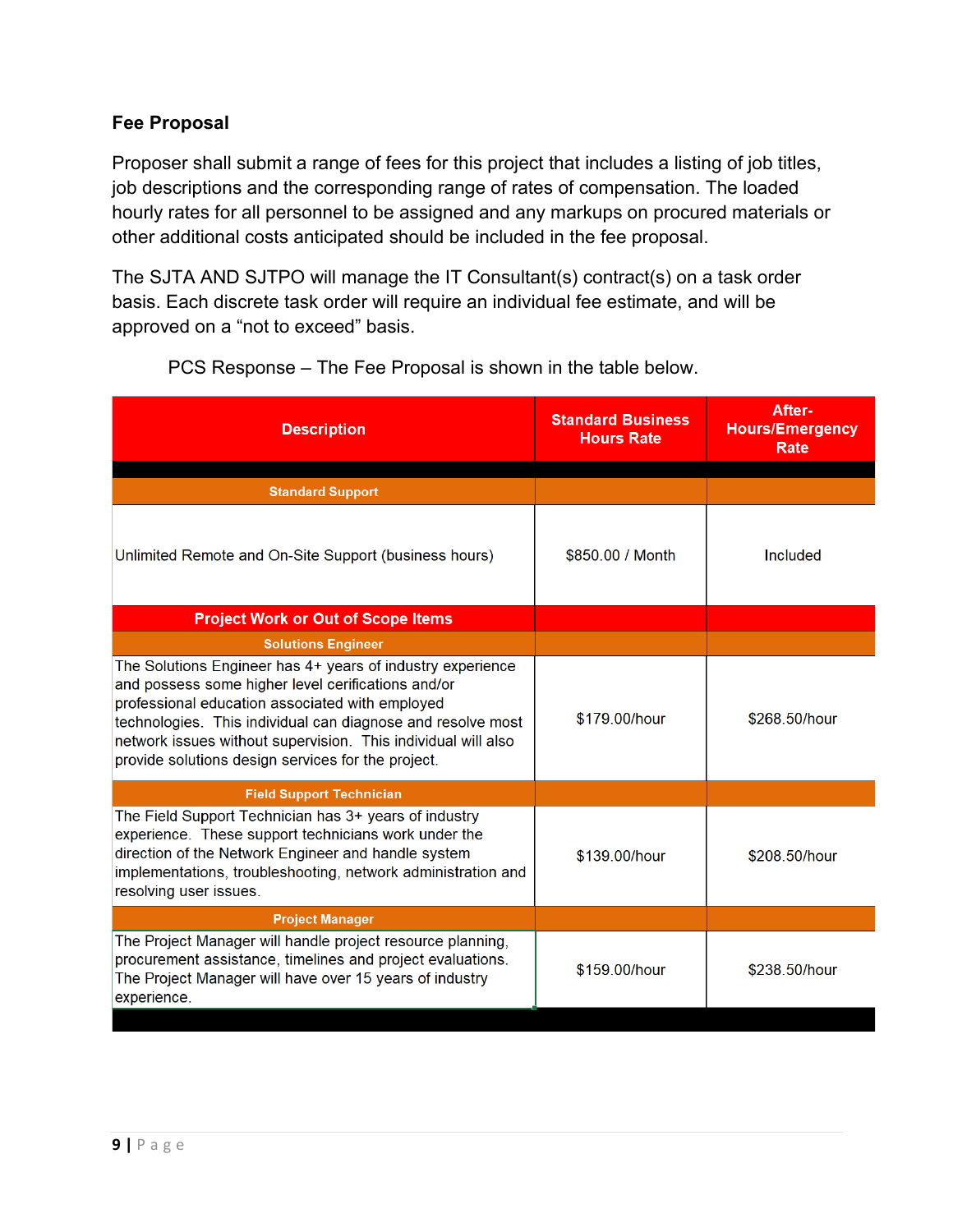## Fee Proposal

Proposer shall submit a range of fees for this project that includes a listing of job titles, job descriptions and the corresponding range of rates of compensation. The loaded hourly rates for all personnel to be assigned and any markups on procured materials or other additional costs anticipated should be included in the fee proposal.

The SJTA AND SJTPO will manage the IT Consultant(s) contract(s) on a task order basis. Each discrete task order will require an individual fee estimate, and will be approved on a "not to exceed" basis.

PCS Response – The Fee Proposal is shown in the table below.

| Description | Standard Business Hours Rate | After-Hours/Emergency Rate |
|---|---|---|
| **Standard Support** | | |
| Unlimited Remote and On-Site Support (business hours) | $850.00 / Month | Included |
| **Project Work or Out of Scope Items** | | |
| **Solutions Engineer** | | |
| The Solutions Engineer has 4+ years of industry experience and possess some higher level cerifications and/or professional education associated with employed technologies. This individual can diagnose and resolve most network issues without supervision. This individual will also provide solutions design services for the project. | $179.00/hour | $268.50/hour |
| **Field Support Technician** | | |
| The Field Support Technician has 3+ years of industry experience. These support technicians work under the direction of the Network Engineer and handle system implementations, troubleshooting, network administration and resolving user issues. | $139.00/hour | $208.50/hour |
| **Project Manager** | | |
| The Project Manager will handle project resource planning, procurement assistance, timelines and project evaluations. The Project Manager will have over 15 years of industry experience. | $159.00/hour | $238.50/hour |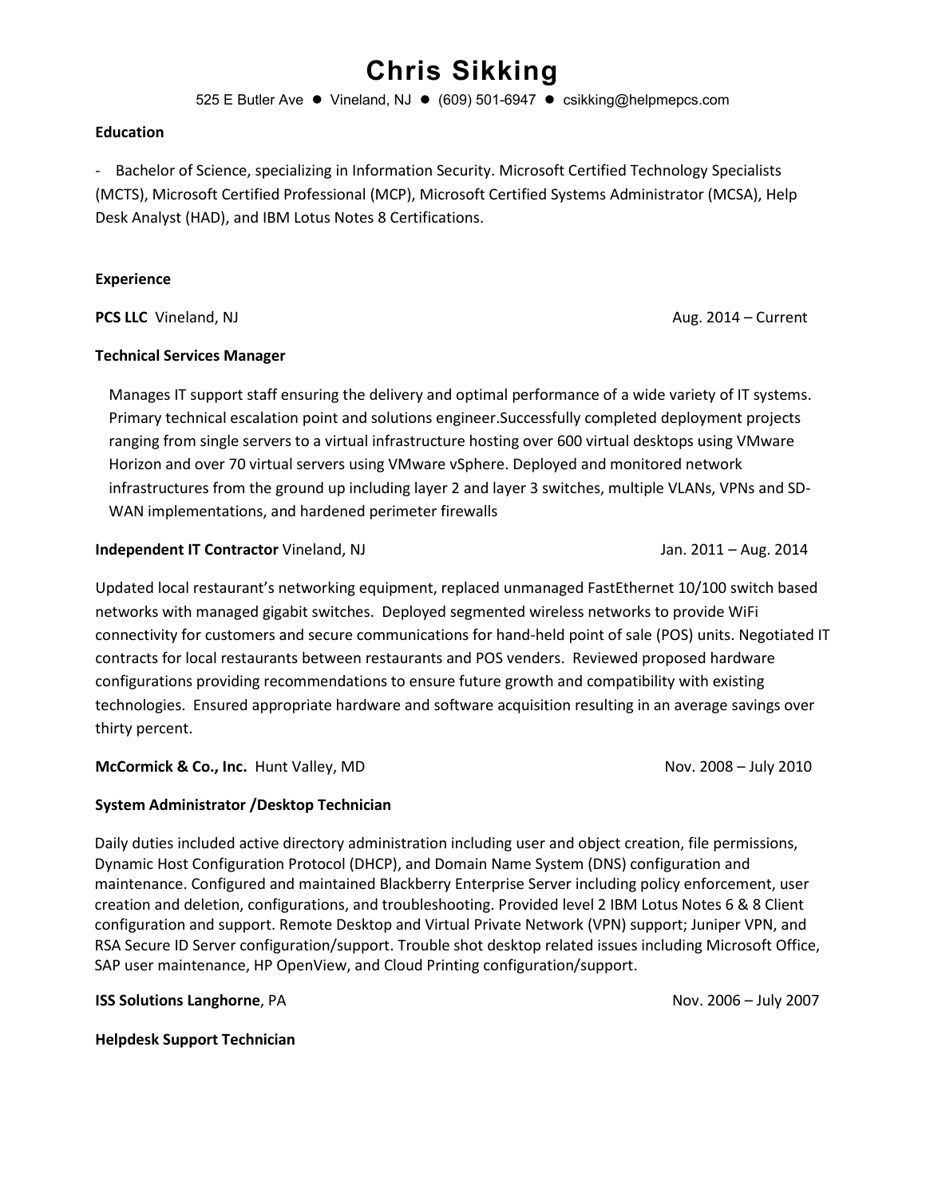# Chris Sikking

525 E Butler Ave ● Vineland, NJ ● (609) 501-6947 ● csikking@helpmepcs.com

**Education**

- Bachelor of Science, specializing in Information Security. Microsoft Certified Technology Specialists (MCTS), Microsoft Certified Professional (MCP), Microsoft Certified Systems Administrator (MCSA), Help Desk Analyst (HAD), and IBM Lotus Notes 8 Certifications.

**Experience**

**PCS LLC** Vineland, NJ — Aug. 2014 – Current

**Technical Services Manager**

Manages IT support staff ensuring the delivery and optimal performance of a wide variety of IT systems. Primary technical escalation point and solutions engineer.Successfully completed deployment projects ranging from single servers to a virtual infrastructure hosting over 600 virtual desktops using VMware Horizon and over 70 virtual servers using VMware vSphere. Deployed and monitored network infrastructures from the ground up including layer 2 and layer 3 switches, multiple VLANs, VPNs and SD-WAN implementations, and hardened perimeter firewalls

**Independent IT Contractor** Vineland, NJ — Jan. 2011 – Aug. 2014

Updated local restaurant's networking equipment, replaced unmanaged FastEthernet 10/100 switch based networks with managed gigabit switches. Deployed segmented wireless networks to provide WiFi connectivity for customers and secure communications for hand-held point of sale (POS) units. Negotiated IT contracts for local restaurants between restaurants and POS venders. Reviewed proposed hardware configurations providing recommendations to ensure future growth and compatibility with existing technologies. Ensured appropriate hardware and software acquisition resulting in an average savings over thirty percent.

**McCormick & Co., Inc.** Hunt Valley, MD — Nov. 2008 – July 2010

**System Administrator /Desktop Technician**

Daily duties included active directory administration including user and object creation, file permissions, Dynamic Host Configuration Protocol (DHCP), and Domain Name System (DNS) configuration and maintenance. Configured and maintained Blackberry Enterprise Server including policy enforcement, user creation and deletion, configurations, and troubleshooting. Provided level 2 IBM Lotus Notes 6 & 8 Client configuration and support. Remote Desktop and Virtual Private Network (VPN) support; Juniper VPN, and RSA Secure ID Server configuration/support. Trouble shot desktop related issues including Microsoft Office, SAP user maintenance, HP OpenView, and Cloud Printing configuration/support.

**ISS Solutions Langhorne**, PA — Nov. 2006 – July 2007

**Helpdesk Support Technician**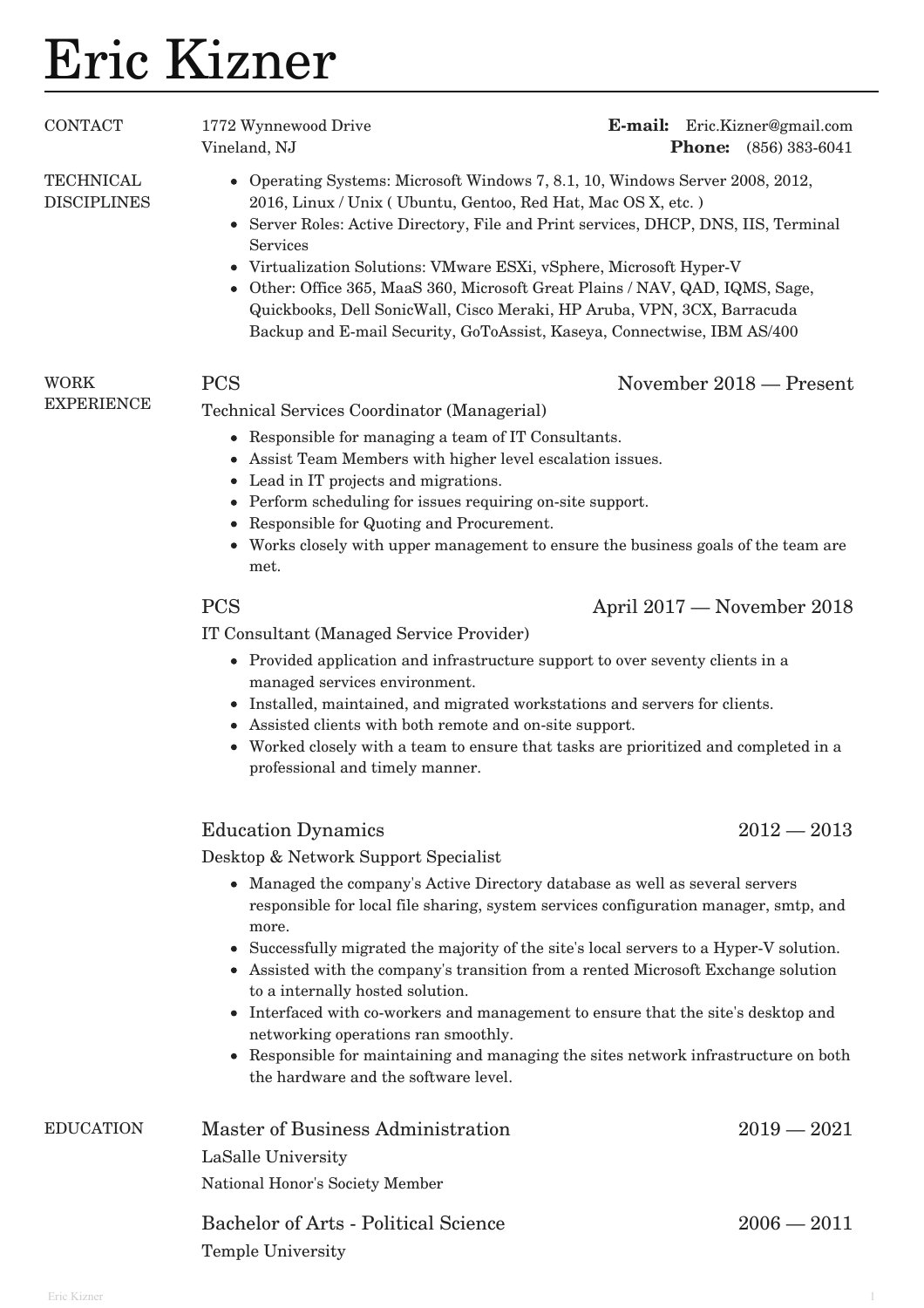# Eric Kizner

## CONTACT

1772 Wynnewood Drive
Vineland, NJ

**E-mail:** Eric.Kizner@gmail.com
**Phone:** (856) 383-6041

## TECHNICAL DISCIPLINES

- Operating Systems: Microsoft Windows 7, 8.1, 10, Windows Server 2008, 2012, 2016, Linux / Unix ( Ubuntu, Gentoo, Red Hat, Mac OS X, etc. )
- Server Roles: Active Directory, File and Print services, DHCP, DNS, IIS, Terminal Services
- Virtualization Solutions: VMware ESXi, vSphere, Microsoft Hyper-V
- Other: Office 365, MaaS 360, Microsoft Great Plains / NAV, QAD, IQMS, Sage, Quickbooks, Dell SonicWall, Cisco Meraki, HP Aruba, VPN, 3CX, Barracuda Backup and E-mail Security, GoToAssist, Kaseya, Connectwise, IBM AS/400

## WORK EXPERIENCE

### PCS — November 2018 — Present

Technical Services Coordinator (Managerial)

- Responsible for managing a team of IT Consultants.
- Assist Team Members with higher level escalation issues.
- Lead in IT projects and migrations.
- Perform scheduling for issues requiring on-site support.
- Responsible for Quoting and Procurement.
- Works closely with upper management to ensure the business goals of the team are met.

### PCS — April 2017 — November 2018

IT Consultant (Managed Service Provider)

- Provided application and infrastructure support to over seventy clients in a managed services environment.
- Installed, maintained, and migrated workstations and servers for clients.
- Assisted clients with both remote and on-site support.
- Worked closely with a team to ensure that tasks are prioritized and completed in a professional and timely manner.

### Education Dynamics — 2012 — 2013

Desktop & Network Support Specialist

- Managed the company's Active Directory database as well as several servers responsible for local file sharing, system services configuration manager, smtp, and more.
- Successfully migrated the majority of the site's local servers to a Hyper-V solution.
- Assisted with the company's transition from a rented Microsoft Exchange solution to a internally hosted solution.
- Interfaced with co-workers and management to ensure that the site's desktop and networking operations ran smoothly.
- Responsible for maintaining and managing the sites network infrastructure on both the hardware and the software level.

## EDUCATION

### Master of Business Administration — 2019 — 2021

LaSalle University

National Honor's Society Member

### Bachelor of Arts - Political Science — 2006 — 2011

Temple University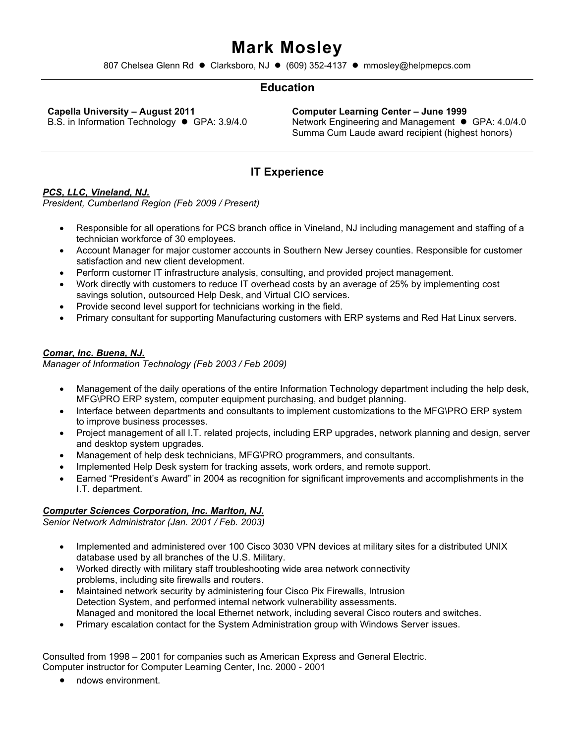# Mark Mosley

807 Chelsea Glenn Rd ● Clarksboro, NJ ● (609) 352-4137 ● mmosley@helpmepcs.com

## Education

**Capella University – August 2011**
B.S. in Information Technology ● GPA: 3.9/4.0

**Computer Learning Center – June 1999**
Network Engineering and Management ● GPA: 4.0/4.0
Summa Cum Laude award recipient (highest honors)

## IT Experience

***PCS, LLC, Vineland, NJ.***
*President, Cumberland Region (Feb 2009 / Present)*

- Responsible for all operations for PCS branch office in Vineland, NJ including management and staffing of a technician workforce of 30 employees.
- Account Manager for major customer accounts in Southern New Jersey counties. Responsible for customer satisfaction and new client development.
- Perform customer IT infrastructure analysis, consulting, and provided project management.
- Work directly with customers to reduce IT overhead costs by an average of 25% by implementing cost savings solution, outsourced Help Desk, and Virtual CIO services.
- Provide second level support for technicians working in the field.
- Primary consultant for supporting Manufacturing customers with ERP systems and Red Hat Linux servers.

***Comar, Inc. Buena, NJ.***
*Manager of Information Technology (Feb 2003 / Feb 2009)*

- Management of the daily operations of the entire Information Technology department including the help desk, MFG\PRO ERP system, computer equipment purchasing, and budget planning.
- Interface between departments and consultants to implement customizations to the MFG\PRO ERP system to improve business processes.
- Project management of all I.T. related projects, including ERP upgrades, network planning and design, server and desktop system upgrades.
- Management of help desk technicians, MFG\PRO programmers, and consultants.
- Implemented Help Desk system for tracking assets, work orders, and remote support.
- Earned "President's Award" in 2004 as recognition for significant improvements and accomplishments in the I.T. department.

***Computer Sciences Corporation, Inc. Marlton, NJ.***
*Senior Network Administrator (Jan. 2001 / Feb. 2003)*

- Implemented and administered over 100 Cisco 3030 VPN devices at military sites for a distributed UNIX database used by all branches of the U.S. Military.
- Worked directly with military staff troubleshooting wide area network connectivity problems, including site firewalls and routers.
- Maintained network security by administering four Cisco Pix Firewalls, Intrusion Detection System, and performed internal network vulnerability assessments. Managed and monitored the local Ethernet network, including several Cisco routers and switches.
- Primary escalation contact for the System Administration group with Windows Server issues.

Consulted from 1998 – 2001 for companies such as American Express and General Electric.
Computer instructor for Computer Learning Center, Inc. 2000 - 2001

- ndows environment.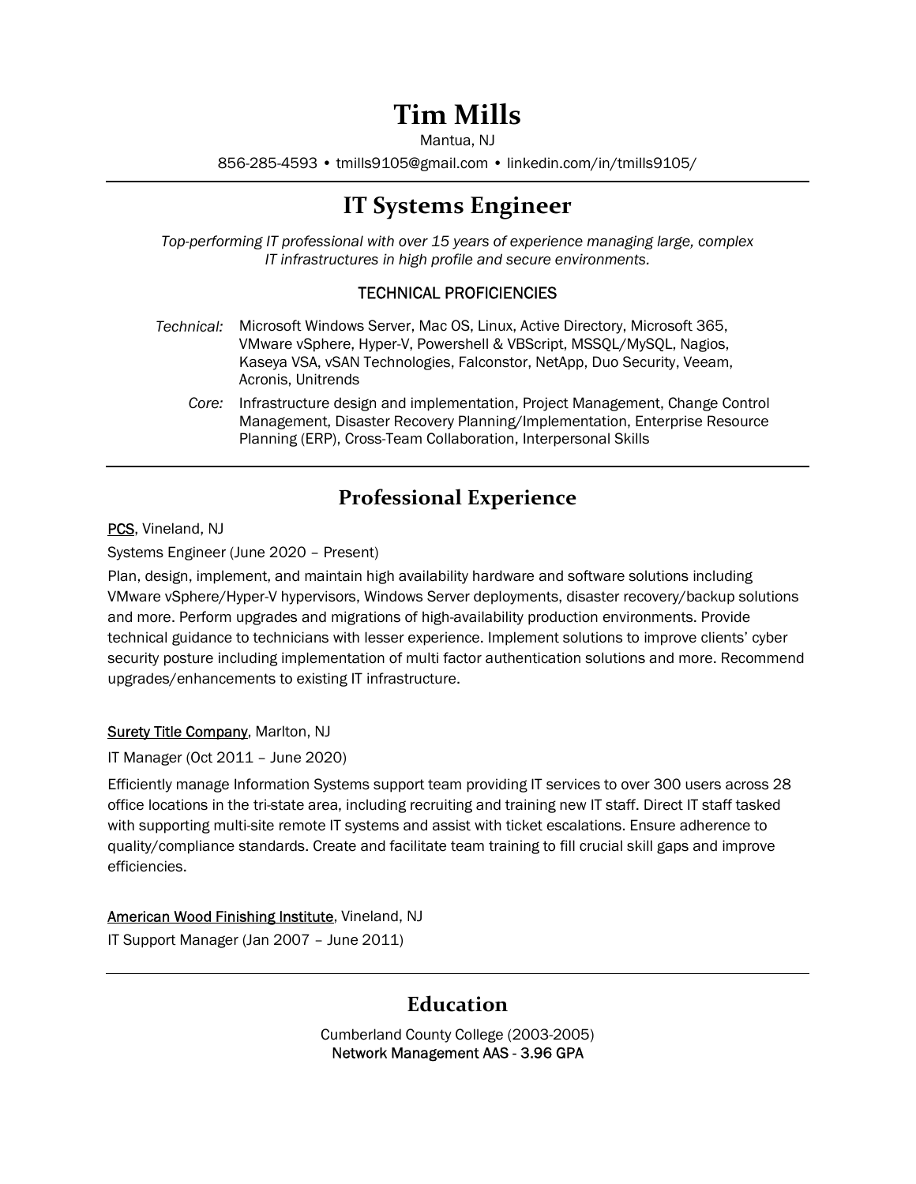# Tim Mills

Mantua, NJ

856-285-4593 • tmills9105@gmail.com • linkedin.com/in/tmills9105/

---

## IT Systems Engineer

*Top-performing IT professional with over 15 years of experience managing large, complex IT infrastructures in high profile and secure environments.*

### TECHNICAL PROFICIENCIES

*Technical:* Microsoft Windows Server, Mac OS, Linux, Active Directory, Microsoft 365, VMware vSphere, Hyper-V, Powershell & VBScript, MSSQL/MySQL, Nagios, Kaseya VSA, vSAN Technologies, Falconstor, NetApp, Duo Security, Veeam, Acronis, Unitrends

*Core:* Infrastructure design and implementation, Project Management, Change Control Management, Disaster Recovery Planning/Implementation, Enterprise Resource Planning (ERP), Cross-Team Collaboration, Interpersonal Skills

---

## Professional Experience

PCS, Vineland, NJ

Systems Engineer (June 2020 – Present)

Plan, design, implement, and maintain high availability hardware and software solutions including VMware vSphere/Hyper-V hypervisors, Windows Server deployments, disaster recovery/backup solutions and more. Perform upgrades and migrations of high-availability production environments. Provide technical guidance to technicians with lesser experience. Implement solutions to improve clients' cyber security posture including implementation of multi factor authentication solutions and more. Recommend upgrades/enhancements to existing IT infrastructure.

Surety Title Company, Marlton, NJ

IT Manager (Oct 2011 – June 2020)

Efficiently manage Information Systems support team providing IT services to over 300 users across 28 office locations in the tri-state area, including recruiting and training new IT staff. Direct IT staff tasked with supporting multi-site remote IT systems and assist with ticket escalations. Ensure adherence to quality/compliance standards. Create and facilitate team training to fill crucial skill gaps and improve efficiencies.

American Wood Finishing Institute, Vineland, NJ

IT Support Manager (Jan 2007 – June 2011)

---

## Education

Cumberland County College (2003-2005)

Network Management AAS - 3.96 GPA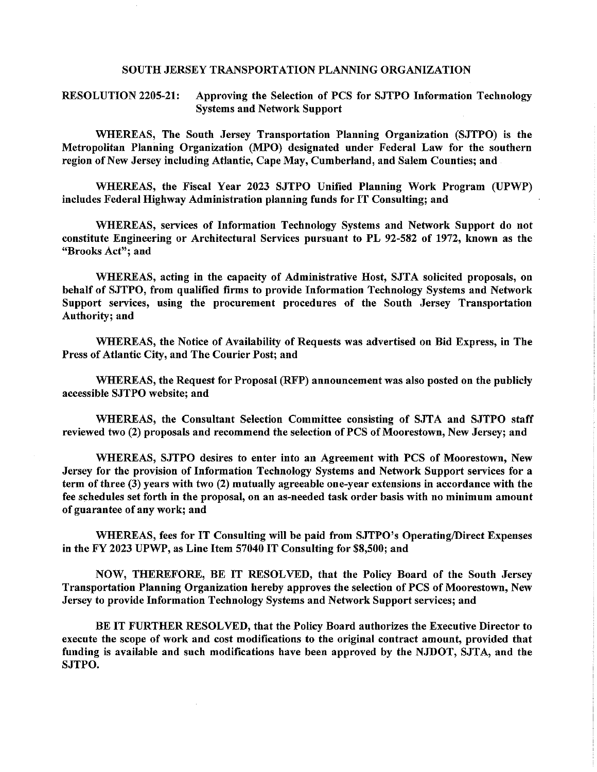# SOUTH JERSEY TRANSPORTATION PLANNING ORGANIZATION

**RESOLUTION 2205-21: Approving the Selection of PCS for SJTPO Information Technology Systems and Network Support**

**WHEREAS, The South Jersey Transportation Planning Organization (SJTPO) is the Metropolitan Planning Organization (MPO) designated under Federal Law for the southern region of New Jersey including Atlantic, Cape May, Cumberland, and Salem Counties; and**

**WHEREAS, the Fiscal Year 2023 SJTPO Unified Planning Work Program (UPWP) includes Federal Highway Administration planning funds for IT Consulting; and**

**WHEREAS, services of Information Technology Systems and Network Support do not constitute Engineering or Architectural Services pursuant to PL 92-582 of 1972, known as the "Brooks Act"; and**

**WHEREAS, acting in the capacity of Administrative Host, SJTA solicited proposals, on behalf of SJTPO, from qualified firms to provide Information Technology Systems and Network Support services, using the procurement procedures of the South Jersey Transportation Authority; and**

**WHEREAS, the Notice of Availability of Requests was advertised on Bid Express, in The Press of Atlantic City, and The Courier Post; and**

**WHEREAS, the Request for Proposal (RFP) announcement was also posted on the publicly accessible SJTPO website; and**

**WHEREAS, the Consultant Selection Committee consisting of SJTA and SJTPO staff reviewed two (2) proposals and recommend the selection of PCS of Moorestown, New Jersey; and**

**WHEREAS, SJTPO desires to enter into an Agreement with PCS of Moorestown, New Jersey for the provision of Information Technology Systems and Network Support services for a term of three (3) years with two (2) mutually agreeable one-year extensions in accordance with the fee schedules set forth in the proposal, on an as-needed task order basis with no minimum amount of guarantee of any work; and**

**WHEREAS, fees for IT Consulting will be paid from SJTPO's Operating/Direct Expenses in the FY 2023 UPWP, as Line Item 57040 IT Consulting for $8,500; and**

**NOW, THEREFORE, BE IT RESOLVED, that the Policy Board of the South Jersey Transportation Planning Organization hereby approves the selection of PCS of Moorestown, New Jersey to provide Information Technology Systems and Network Support services; and**

**BE IT FURTHER RESOLVED, that the Policy Board authorizes the Executive Director to execute the scope of work and cost modifications to the original contract amount, provided that funding is available and such modifications have been approved by the NJDOT, SJTA, and the SJTPO.**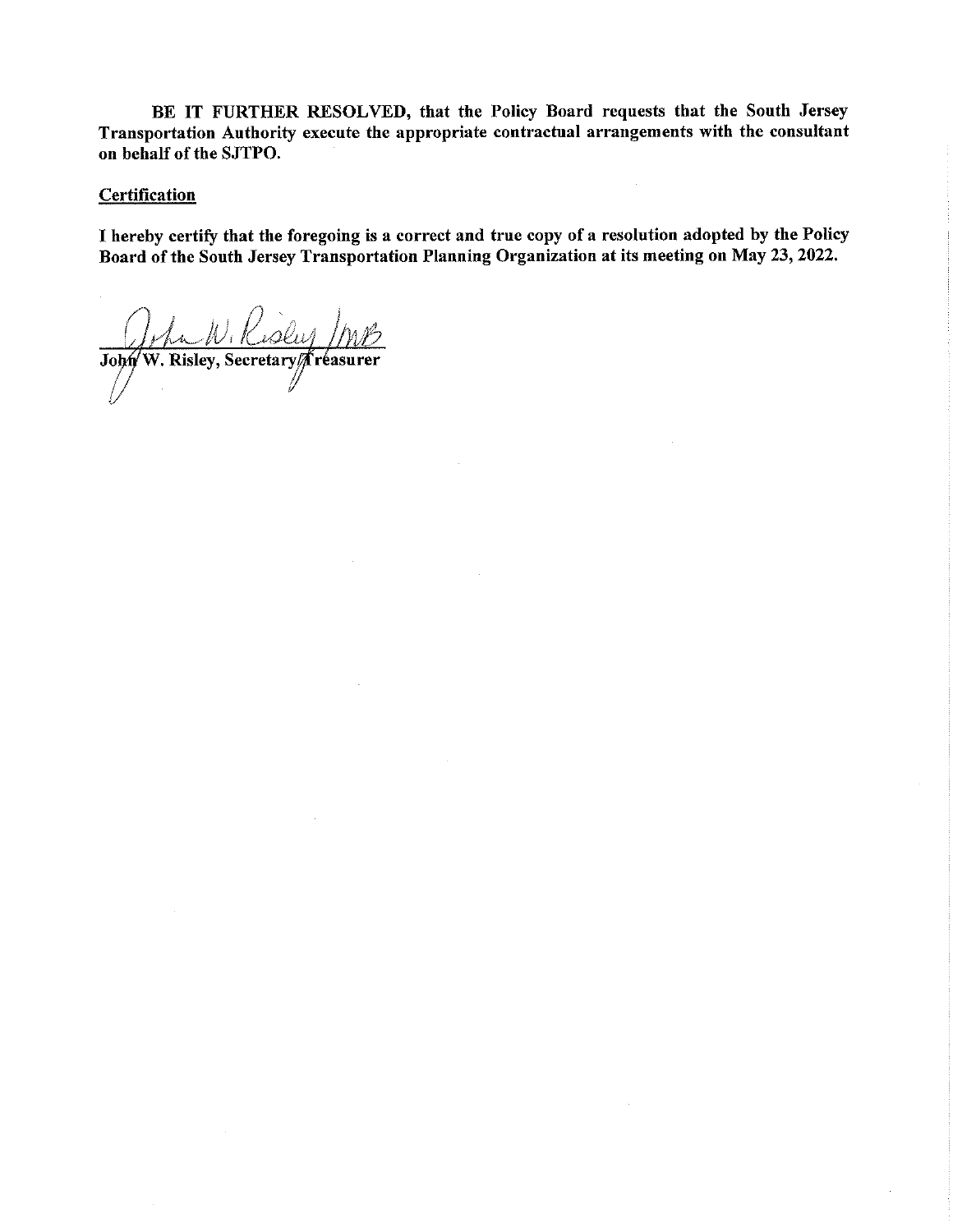**BE IT FURTHER RESOLVED, that the Policy Board requests that the South Jersey Transportation Authority execute the appropriate contractual arrangements with the consultant on behalf of the SJTPO.**

**Certification**

**I hereby certify that the foregoing is a correct and true copy of a resolution adopted by the Policy Board of the South Jersey Transportation Planning Organization at its meeting on May 23, 2022.**

John W. Risley /MB

**John W. Risley, Secretary/Treasurer**